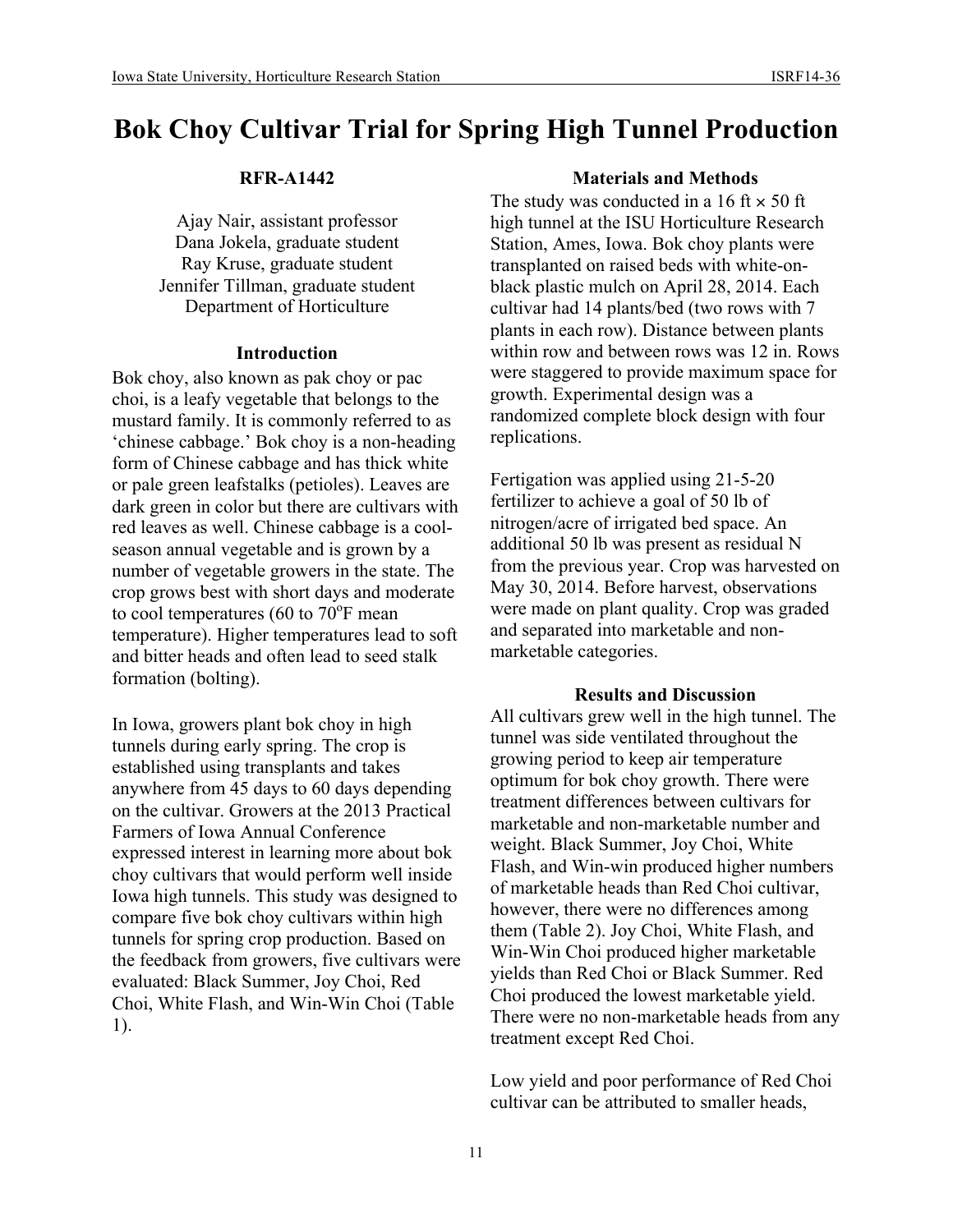# Bok Choy Cultivar Trial for Spring High Tunnel Production

**RFR-A1442**

Ajay Nair, assistant professor
Dana Jokela, graduate student
Ray Kruse, graduate student
Jennifer Tillman, graduate student
Department of Horticulture

## Introduction

Bok choy, also known as pak choy or pac choi, is a leafy vegetable that belongs to the mustard family. It is commonly referred to as 'chinese cabbage.' Bok choy is a non-heading form of Chinese cabbage and has thick white or pale green leafstalks (petioles). Leaves are dark green in color but there are cultivars with red leaves as well. Chinese cabbage is a cool-season annual vegetable and is grown by a number of vegetable growers in the state. The crop grows best with short days and moderate to cool temperatures (60 to 70°F mean temperature). Higher temperatures lead to soft and bitter heads and often lead to seed stalk formation (bolting).

In Iowa, growers plant bok choy in high tunnels during early spring. The crop is established using transplants and takes anywhere from 45 days to 60 days depending on the cultivar. Growers at the 2013 Practical Farmers of Iowa Annual Conference expressed interest in learning more about bok choy cultivars that would perform well inside Iowa high tunnels. This study was designed to compare five bok choy cultivars within high tunnels for spring crop production. Based on the feedback from growers, five cultivars were evaluated: Black Summer, Joy Choi, Red Choi, White Flash, and Win-Win Choi (Table 1).

## Materials and Methods

The study was conducted in a 16 ft × 50 ft high tunnel at the ISU Horticulture Research Station, Ames, Iowa. Bok choy plants were transplanted on raised beds with white-on-black plastic mulch on April 28, 2014. Each cultivar had 14 plants/bed (two rows with 7 plants in each row). Distance between plants within row and between rows was 12 in. Rows were staggered to provide maximum space for growth. Experimental design was a randomized complete block design with four replications.

Fertigation was applied using 21-5-20 fertilizer to achieve a goal of 50 lb of nitrogen/acre of irrigated bed space. An additional 50 lb was present as residual N from the previous year. Crop was harvested on May 30, 2014. Before harvest, observations were made on plant quality. Crop was graded and separated into marketable and non-marketable categories.

## Results and Discussion

All cultivars grew well in the high tunnel. The tunnel was side ventilated throughout the growing period to keep air temperature optimum for bok choy growth. There were treatment differences between cultivars for marketable and non-marketable number and weight. Black Summer, Joy Choi, White Flash, and Win-win produced higher numbers of marketable heads than Red Choi cultivar, however, there were no differences among them (Table 2). Joy Choi, White Flash, and Win-Win Choi produced higher marketable yields than Red Choi or Black Summer. Red Choi produced the lowest marketable yield. There were no non-marketable heads from any treatment except Red Choi.

Low yield and poor performance of Red Choi cultivar can be attributed to smaller heads,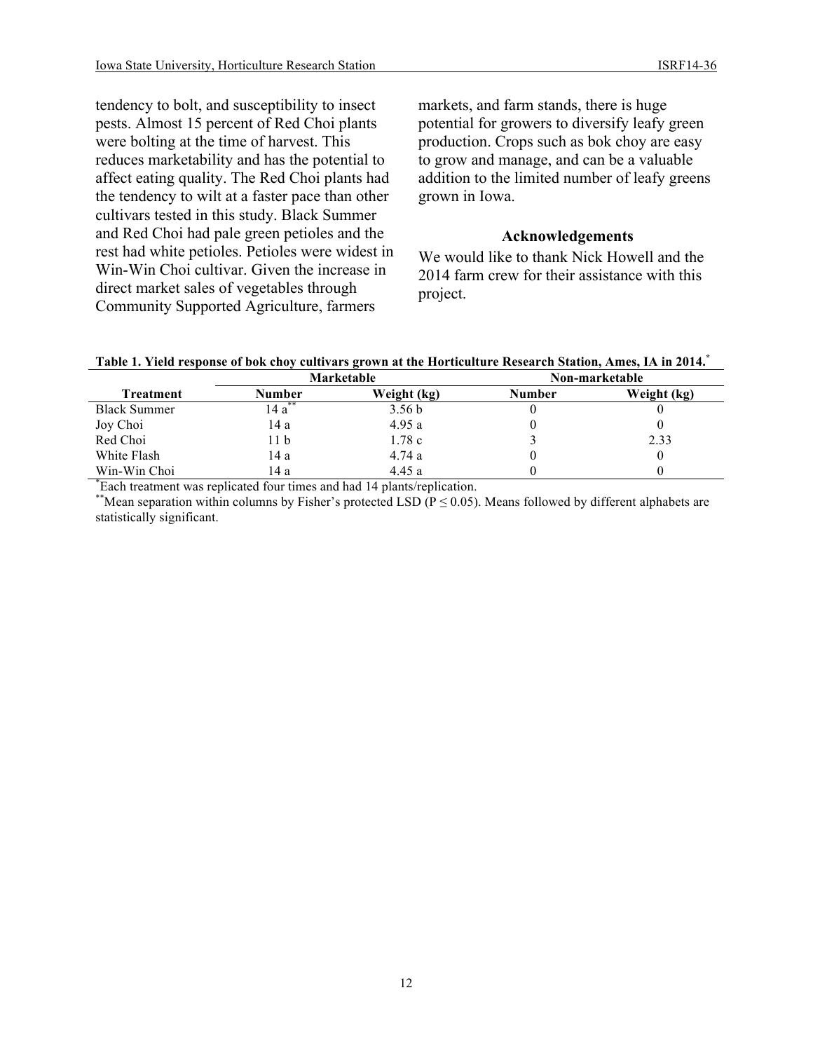tendency to bolt, and susceptibility to insect pests. Almost 15 percent of Red Choi plants were bolting at the time of harvest. This reduces marketability and has the potential to affect eating quality. The Red Choi plants had the tendency to wilt at a faster pace than other cultivars tested in this study. Black Summer and Red Choi had pale green petioles and the rest had white petioles. Petioles were widest in Win-Win Choi cultivar. Given the increase in direct market sales of vegetables through Community Supported Agriculture, farmers markets, and farm stands, there is huge potential for growers to diversify leafy green production. Crops such as bok choy are easy to grow and manage, and can be a valuable addition to the limited number of leafy greens grown in Iowa.

## Acknowledgements

We would like to thank Nick Howell and the 2014 farm crew for their assistance with this project.

**Table 1. Yield response of bok choy cultivars grown at the Horticulture Research Station, Ames, IA in 2014.***

| | Marketable | | Non-marketable | |
|---|---|---|---|---|
| **Treatment** | **Number** | **Weight (kg)** | **Number** | **Weight (kg)** |
| Black Summer | 14 a** | 3.56 b | 0 | 0 |
| Joy Choi | 14 a | 4.95 a | 0 | 0 |
| Red Choi | 11 b | 1.78 c | 3 | 2.33 |
| White Flash | 14 a | 4.74 a | 0 | 0 |
| Win-Win Choi | 14 a | 4.45 a | 0 | 0 |

*Each treatment was replicated four times and had 14 plants/replication.

**Mean separation within columns by Fisher's protected LSD ($P \leq 0.05$). Means followed by different alphabets are statistically significant.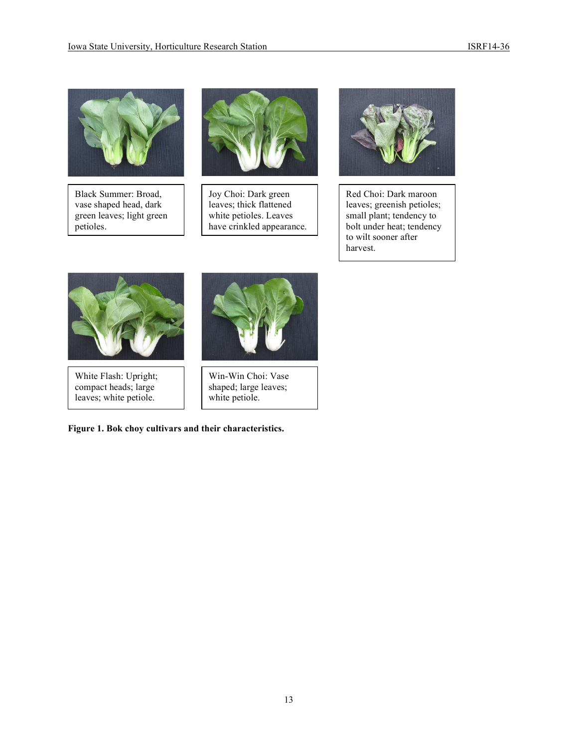Black Summer: Broad, vase shaped head, dark green leaves; light green petioles.

Joy Choi: Dark green leaves; thick flattened white petioles. Leaves have crinkled appearance.

Red Choi: Dark maroon leaves; greenish petioles; small plant; tendency to bolt under heat; tendency to wilt sooner after harvest.

White Flash: Upright; compact heads; large leaves; white petiole.

Win-Win Choi: Vase shaped; large leaves; white petiole.

**Figure 1. Bok choy cultivars and their characteristics.**